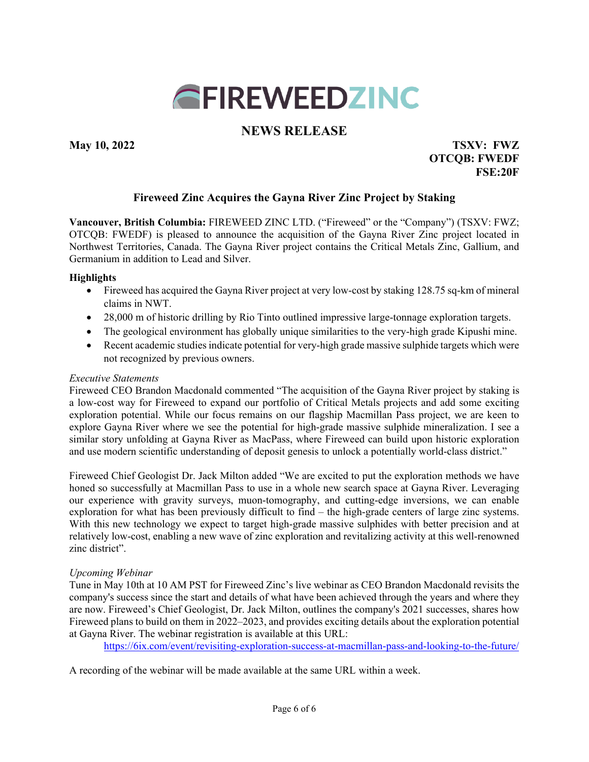**FIREWEEDZINC**

## NEWS RELEASE

**May 10, 2022**

**TSXV: FWZ**
**OTCQB: FWEDF**
**FSE:20F**

### Fireweed Zinc Acquires the Gayna River Zinc Project by Staking

**Vancouver, British Columbia:** FIREWEED ZINC LTD. ("Fireweed" or the "Company") (TSXV: FWZ; OTCQB: FWEDF) is pleased to announce the acquisition of the Gayna River Zinc project located in Northwest Territories, Canada. The Gayna River project contains the Critical Metals Zinc, Gallium, and Germanium in addition to Lead and Silver.

**Highlights**

- Fireweed has acquired the Gayna River project at very low-cost by staking 128.75 sq-km of mineral claims in NWT.
- 28,000 m of historic drilling by Rio Tinto outlined impressive large-tonnage exploration targets.
- The geological environment has globally unique similarities to the very-high grade Kipushi mine.
- Recent academic studies indicate potential for very-high grade massive sulphide targets which were not recognized by previous owners.

*Executive Statements*

Fireweed CEO Brandon Macdonald commented "The acquisition of the Gayna River project by staking is a low-cost way for Fireweed to expand our portfolio of Critical Metals projects and add some exciting exploration potential. While our focus remains on our flagship Macmillan Pass project, we are keen to explore Gayna River where we see the potential for high-grade massive sulphide mineralization. I see a similar story unfolding at Gayna River as MacPass, where Fireweed can build upon historic exploration and use modern scientific understanding of deposit genesis to unlock a potentially world-class district."

Fireweed Chief Geologist Dr. Jack Milton added "We are excited to put the exploration methods we have honed so successfully at Macmillan Pass to use in a whole new search space at Gayna River. Leveraging our experience with gravity surveys, muon-tomography, and cutting-edge inversions, we can enable exploration for what has been previously difficult to find – the high-grade centers of large zinc systems. With this new technology we expect to target high-grade massive sulphides with better precision and at relatively low-cost, enabling a new wave of zinc exploration and revitalizing activity at this well-renowned zinc district".

*Upcoming Webinar*

Tune in May 10th at 10 AM PST for Fireweed Zinc's live webinar as CEO Brandon Macdonald revisits the company's success since the start and details of what have been achieved through the years and where they are now. Fireweed's Chief Geologist, Dr. Jack Milton, outlines the company's 2021 successes, shares how Fireweed plans to build on them in 2022–2023, and provides exciting details about the exploration potential at Gayna River. The webinar registration is available at this URL:

https://6ix.com/event/revisiting-exploration-success-at-macmillan-pass-and-looking-to-the-future/

A recording of the webinar will be made available at the same URL within a week.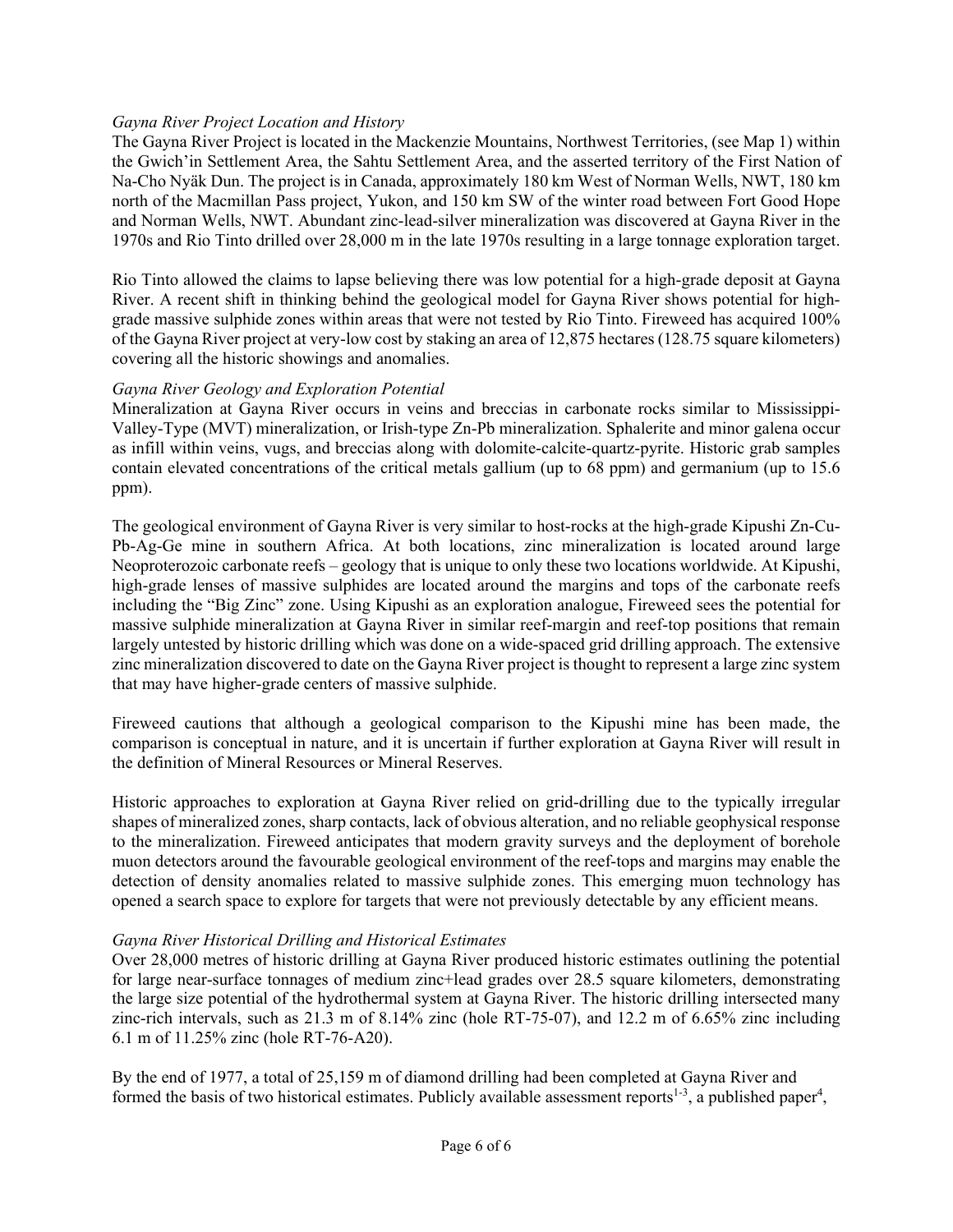### *Gayna River Project Location and History*

The Gayna River Project is located in the Mackenzie Mountains, Northwest Territories, (see Map 1) within the Gwich'in Settlement Area, the Sahtu Settlement Area, and the asserted territory of the First Nation of Na-Cho Nyäk Dun. The project is in Canada, approximately 180 km West of Norman Wells, NWT, 180 km north of the Macmillan Pass project, Yukon, and 150 km SW of the winter road between Fort Good Hope and Norman Wells, NWT. Abundant zinc-lead-silver mineralization was discovered at Gayna River in the 1970s and Rio Tinto drilled over 28,000 m in the late 1970s resulting in a large tonnage exploration target.

Rio Tinto allowed the claims to lapse believing there was low potential for a high-grade deposit at Gayna River. A recent shift in thinking behind the geological model for Gayna River shows potential for high-grade massive sulphide zones within areas that were not tested by Rio Tinto. Fireweed has acquired 100% of the Gayna River project at very-low cost by staking an area of 12,875 hectares (128.75 square kilometers) covering all the historic showings and anomalies.

### *Gayna River Geology and Exploration Potential*

Mineralization at Gayna River occurs in veins and breccias in carbonate rocks similar to Mississippi-Valley-Type (MVT) mineralization, or Irish-type Zn-Pb mineralization. Sphalerite and minor galena occur as infill within veins, vugs, and breccias along with dolomite-calcite-quartz-pyrite. Historic grab samples contain elevated concentrations of the critical metals gallium (up to 68 ppm) and germanium (up to 15.6 ppm).

The geological environment of Gayna River is very similar to host-rocks at the high-grade Kipushi Zn-Cu-Pb-Ag-Ge mine in southern Africa. At both locations, zinc mineralization is located around large Neoproterozoic carbonate reefs – geology that is unique to only these two locations worldwide. At Kipushi, high-grade lenses of massive sulphides are located around the margins and tops of the carbonate reefs including the "Big Zinc" zone. Using Kipushi as an exploration analogue, Fireweed sees the potential for massive sulphide mineralization at Gayna River in similar reef-margin and reef-top positions that remain largely untested by historic drilling which was done on a wide-spaced grid drilling approach. The extensive zinc mineralization discovered to date on the Gayna River project is thought to represent a large zinc system that may have higher-grade centers of massive sulphide.

Fireweed cautions that although a geological comparison to the Kipushi mine has been made, the comparison is conceptual in nature, and it is uncertain if further exploration at Gayna River will result in the definition of Mineral Resources or Mineral Reserves.

Historic approaches to exploration at Gayna River relied on grid-drilling due to the typically irregular shapes of mineralized zones, sharp contacts, lack of obvious alteration, and no reliable geophysical response to the mineralization. Fireweed anticipates that modern gravity surveys and the deployment of borehole muon detectors around the favourable geological environment of the reef-tops and margins may enable the detection of density anomalies related to massive sulphide zones. This emerging muon technology has opened a search space to explore for targets that were not previously detectable by any efficient means.

### *Gayna River Historical Drilling and Historical Estimates*

Over 28,000 metres of historic drilling at Gayna River produced historic estimates outlining the potential for large near-surface tonnages of medium zinc+lead grades over 28.5 square kilometers, demonstrating the large size potential of the hydrothermal system at Gayna River. The historic drilling intersected many zinc-rich intervals, such as 21.3 m of 8.14% zinc (hole RT-75-07), and 12.2 m of 6.65% zinc including 6.1 m of 11.25% zinc (hole RT-76-A20).

By the end of 1977, a total of 25,159 m of diamond drilling had been completed at Gayna River and formed the basis of two historical estimates. Publicly available assessment reports[1-3], a published paper[4],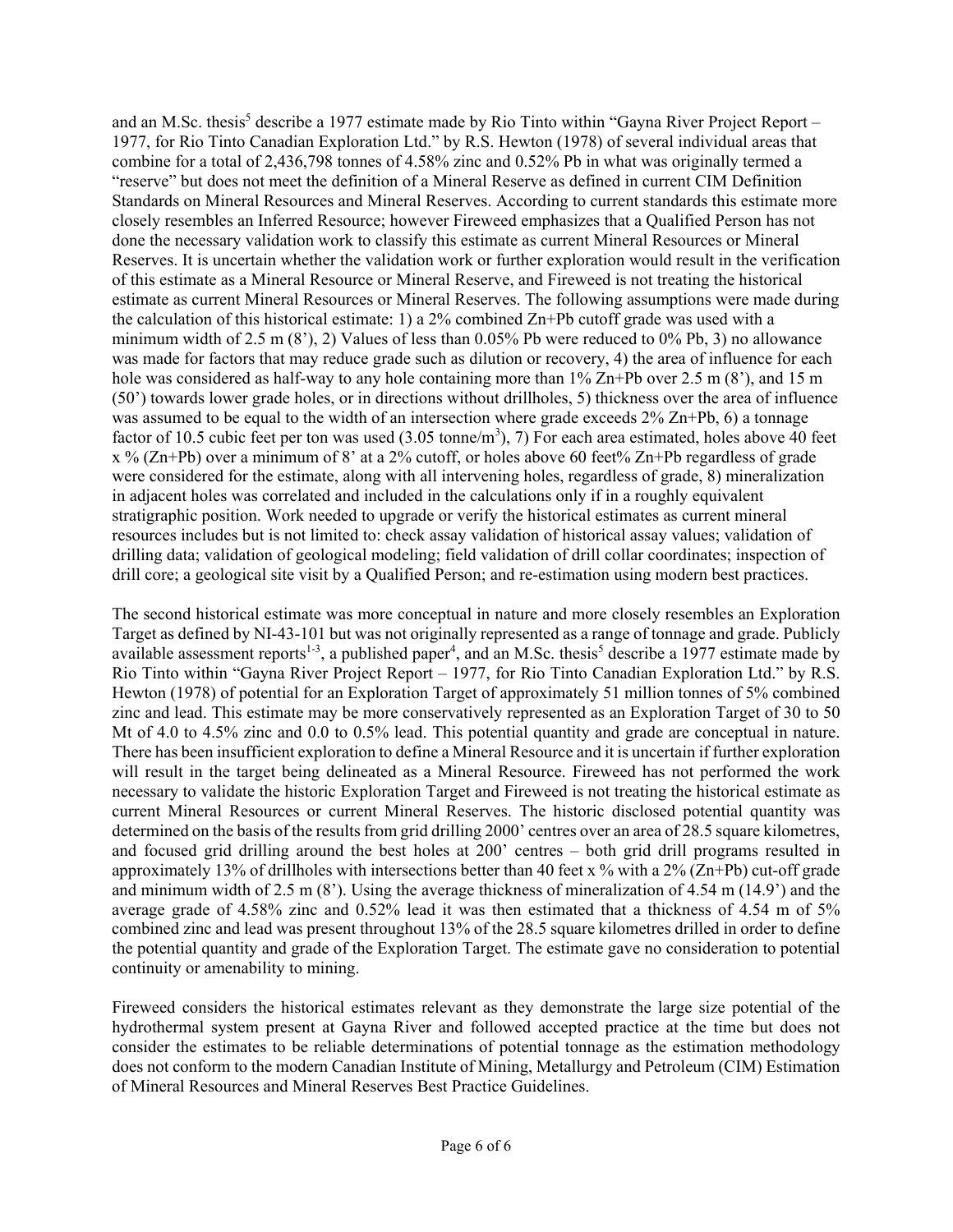and an M.Sc. thesis[5] describe a 1977 estimate made by Rio Tinto within "Gayna River Project Report – 1977, for Rio Tinto Canadian Exploration Ltd." by R.S. Hewton (1978) of several individual areas that combine for a total of 2,436,798 tonnes of 4.58% zinc and 0.52% Pb in what was originally termed a "reserve" but does not meet the definition of a Mineral Reserve as defined in current CIM Definition Standards on Mineral Resources and Mineral Reserves. According to current standards this estimate more closely resembles an Inferred Resource; however Fireweed emphasizes that a Qualified Person has not done the necessary validation work to classify this estimate as current Mineral Resources or Mineral Reserves. It is uncertain whether the validation work or further exploration would result in the verification of this estimate as a Mineral Resource or Mineral Reserve, and Fireweed is not treating the historical estimate as current Mineral Resources or Mineral Reserves. The following assumptions were made during the calculation of this historical estimate: 1) a 2% combined Zn+Pb cutoff grade was used with a minimum width of 2.5 m (8'), 2) Values of less than 0.05% Pb were reduced to 0% Pb, 3) no allowance was made for factors that may reduce grade such as dilution or recovery, 4) the area of influence for each hole was considered as half-way to any hole containing more than 1% Zn+Pb over 2.5 m (8'), and 15 m (50') towards lower grade holes, or in directions without drillholes, 5) thickness over the area of influence was assumed to be equal to the width of an intersection where grade exceeds 2% Zn+Pb, 6) a tonnage factor of 10.5 cubic feet per ton was used (3.05 tonne/m$^3$), 7) For each area estimated, holes above 40 feet x % (Zn+Pb) over a minimum of 8' at a 2% cutoff, or holes above 60 feet% Zn+Pb regardless of grade were considered for the estimate, along with all intervening holes, regardless of grade, 8) mineralization in adjacent holes was correlated and included in the calculations only if in a roughly equivalent stratigraphic position. Work needed to upgrade or verify the historical estimates as current mineral resources includes but is not limited to: check assay validation of historical assay values; validation of drilling data; validation of geological modeling; field validation of drill collar coordinates; inspection of drill core; a geological site visit by a Qualified Person; and re-estimation using modern best practices.

The second historical estimate was more conceptual in nature and more closely resembles an Exploration Target as defined by NI-43-101 but was not originally represented as a range of tonnage and grade. Publicly available assessment reports[1-3], a published paper[4], and an M.Sc. thesis[5] describe a 1977 estimate made by Rio Tinto within "Gayna River Project Report – 1977, for Rio Tinto Canadian Exploration Ltd." by R.S. Hewton (1978) of potential for an Exploration Target of approximately 51 million tonnes of 5% combined zinc and lead. This estimate may be more conservatively represented as an Exploration Target of 30 to 50 Mt of 4.0 to 4.5% zinc and 0.0 to 0.5% lead. This potential quantity and grade are conceptual in nature. There has been insufficient exploration to define a Mineral Resource and it is uncertain if further exploration will result in the target being delineated as a Mineral Resource. Fireweed has not performed the work necessary to validate the historic Exploration Target and Fireweed is not treating the historical estimate as current Mineral Resources or current Mineral Reserves. The historic disclosed potential quantity was determined on the basis of the results from grid drilling 2000' centres over an area of 28.5 square kilometres, and focused grid drilling around the best holes at 200' centres – both grid drill programs resulted in approximately 13% of drillholes with intersections better than 40 feet x % with a 2% (Zn+Pb) cut-off grade and minimum width of 2.5 m (8'). Using the average thickness of mineralization of 4.54 m (14.9') and the average grade of 4.58% zinc and 0.52% lead it was then estimated that a thickness of 4.54 m of 5% combined zinc and lead was present throughout 13% of the 28.5 square kilometres drilled in order to define the potential quantity and grade of the Exploration Target. The estimate gave no consideration to potential continuity or amenability to mining.

Fireweed considers the historical estimates relevant as they demonstrate the large size potential of the hydrothermal system present at Gayna River and followed accepted practice at the time but does not consider the estimates to be reliable determinations of potential tonnage as the estimation methodology does not conform to the modern Canadian Institute of Mining, Metallurgy and Petroleum (CIM) Estimation of Mineral Resources and Mineral Reserves Best Practice Guidelines.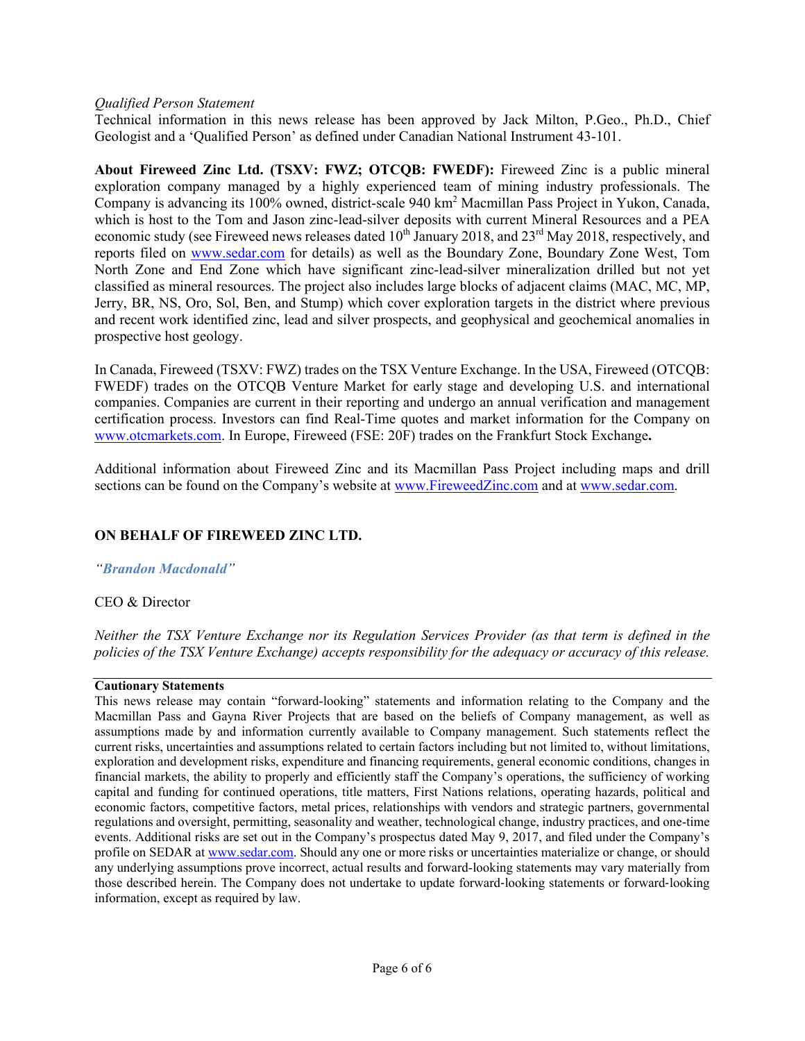*Qualified Person Statement*
Technical information in this news release has been approved by Jack Milton, P.Geo., Ph.D., Chief Geologist and a 'Qualified Person' as defined under Canadian National Instrument 43-101.

**About Fireweed Zinc Ltd. (TSXV: FWZ; OTCQB: FWEDF):** Fireweed Zinc is a public mineral exploration company managed by a highly experienced team of mining industry professionals. The Company is advancing its 100% owned, district-scale 940 km$^2$ Macmillan Pass Project in Yukon, Canada, which is host to the Tom and Jason zinc-lead-silver deposits with current Mineral Resources and a PEA economic study (see Fireweed news releases dated 10th January 2018, and 23rd May 2018, respectively, and reports filed on www.sedar.com for details) as well as the Boundary Zone, Boundary Zone West, Tom North Zone and End Zone which have significant zinc-lead-silver mineralization drilled but not yet classified as mineral resources. The project also includes large blocks of adjacent claims (MAC, MC, MP, Jerry, BR, NS, Oro, Sol, Ben, and Stump) which cover exploration targets in the district where previous and recent work identified zinc, lead and silver prospects, and geophysical and geochemical anomalies in prospective host geology.

In Canada, Fireweed (TSXV: FWZ) trades on the TSX Venture Exchange. In the USA, Fireweed (OTCQB: FWEDF) trades on the OTCQB Venture Market for early stage and developing U.S. and international companies. Companies are current in their reporting and undergo an annual verification and management certification process. Investors can find Real-Time quotes and market information for the Company on www.otcmarkets.com. In Europe, Fireweed (FSE: 20F) trades on the Frankfurt Stock Exchange**.**

Additional information about Fireweed Zinc and its Macmillan Pass Project including maps and drill sections can be found on the Company's website at www.FireweedZinc.com and at www.sedar.com.

**ON BEHALF OF FIREWEED ZINC LTD.**

*"Brandon Macdonald"*

CEO & Director

*Neither the TSX Venture Exchange nor its Regulation Services Provider (as that term is defined in the policies of the TSX Venture Exchange) accepts responsibility for the adequacy or accuracy of this release.*

**Cautionary Statements**
This news release may contain "forward-looking" statements and information relating to the Company and the Macmillan Pass and Gayna River Projects that are based on the beliefs of Company management, as well as assumptions made by and information currently available to Company management. Such statements reflect the current risks, uncertainties and assumptions related to certain factors including but not limited to, without limitations, exploration and development risks, expenditure and financing requirements, general economic conditions, changes in financial markets, the ability to properly and efficiently staff the Company's operations, the sufficiency of working capital and funding for continued operations, title matters, First Nations relations, operating hazards, political and economic factors, competitive factors, metal prices, relationships with vendors and strategic partners, governmental regulations and oversight, permitting, seasonality and weather, technological change, industry practices, and one-time events. Additional risks are set out in the Company's prospectus dated May 9, 2017, and filed under the Company's profile on SEDAR at www.sedar.com. Should any one or more risks or uncertainties materialize or change, or should any underlying assumptions prove incorrect, actual results and forward-looking statements may vary materially from those described herein. The Company does not undertake to update forward-looking statements or forward-looking information, except as required by law.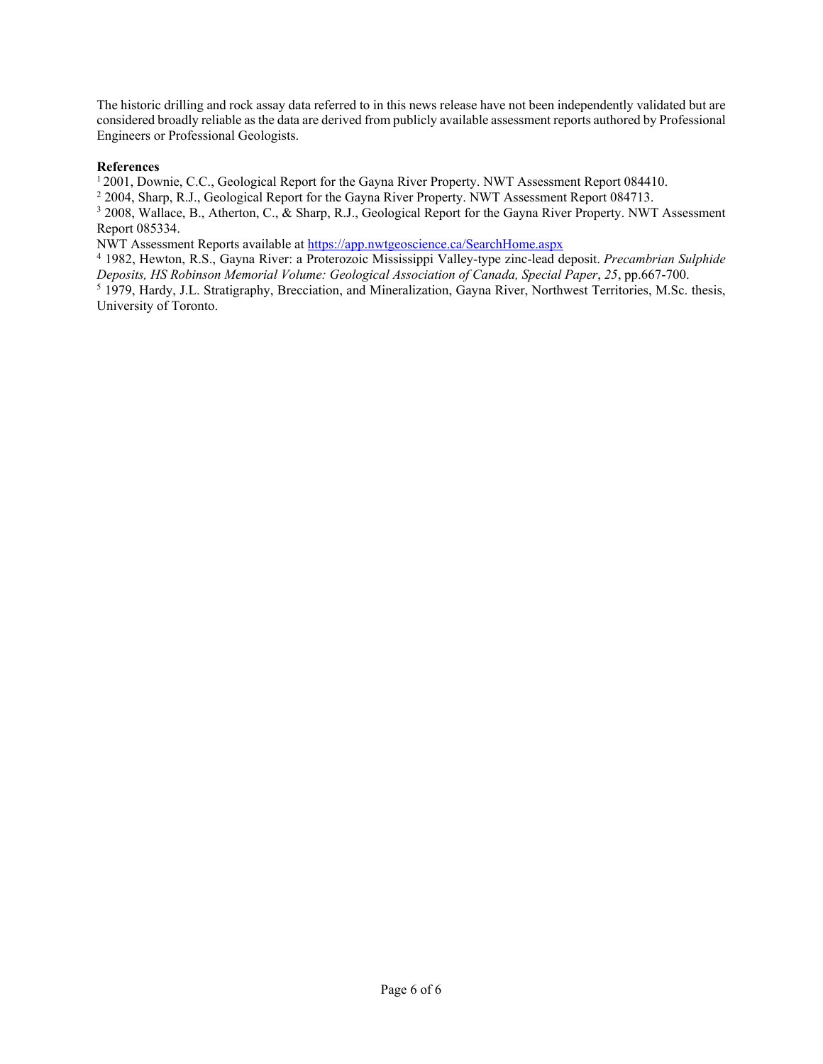The historic drilling and rock assay data referred to in this news release have not been independently validated but are considered broadly reliable as the data are derived from publicly available assessment reports authored by Professional Engineers or Professional Geologists.

**References**

[1] 2001, Downie, C.C., Geological Report for the Gayna River Property. NWT Assessment Report 084410.
[2] 2004, Sharp, R.J., Geological Report for the Gayna River Property. NWT Assessment Report 084713.
[3] 2008, Wallace, B., Atherton, C., & Sharp, R.J., Geological Report for the Gayna River Property. NWT Assessment Report 085334.
NWT Assessment Reports available at https://app.nwtgeoscience.ca/SearchHome.aspx
[4] 1982, Hewton, R.S., Gayna River: a Proterozoic Mississippi Valley-type zinc-lead deposit. *Precambrian Sulphide Deposits, HS Robinson Memorial Volume: Geological Association of Canada, Special Paper*, *25*, pp.667-700.
[5] 1979, Hardy, J.L. Stratigraphy, Brecciation, and Mineralization, Gayna River, Northwest Territories, M.Sc. thesis, University of Toronto.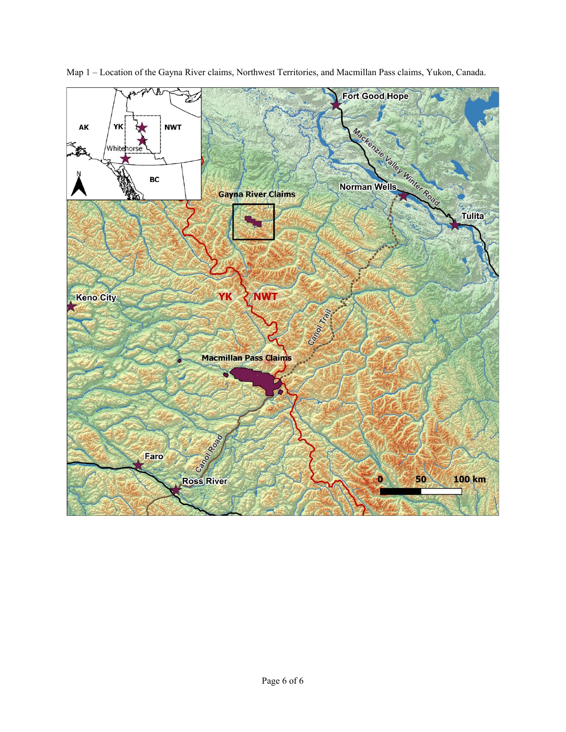Map 1 – Location of the Gayna River claims, Northwest Territories, and Macmillan Pass claims, Yukon, Canada.

AK
YK
NWT
Whitehorse
BC
N
Fort Good Hope
Mackenzie Valley Winter Road
Norman Wells
Tulita
Gayna River Claims
Keno City
YK
NWT
Canol Trail
Macmillan Pass Claims
Canol Road
Faro
Ross River
0
50
100 km